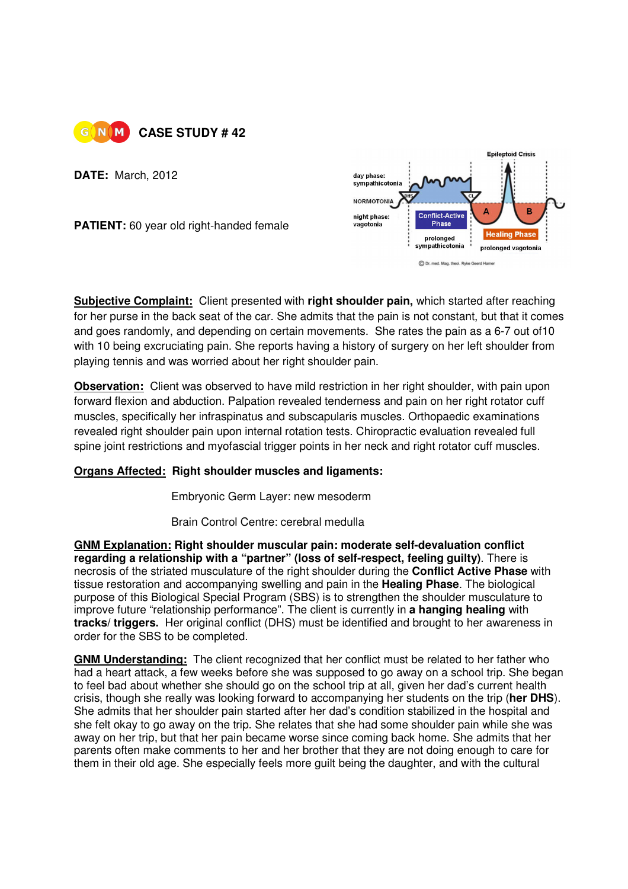# CASE STUDY # 42

**DATE:** March, 2012

**PATIENT:** 60 year old right-handed female

**Subjective Complaint:** Client presented with **right shoulder pain,** which started after reaching for her purse in the back seat of the car. She admits that the pain is not constant, but that it comes and goes randomly, and depending on certain movements. She rates the pain as a 6-7 out of10 with 10 being excruciating pain. She reports having a history of surgery on her left shoulder from playing tennis and was worried about her right shoulder pain.

**Observation:** Client was observed to have mild restriction in her right shoulder, with pain upon forward flexion and abduction. Palpation revealed tenderness and pain on her right rotator cuff muscles, specifically her infraspinatus and subscapularis muscles. Orthopaedic examinations revealed right shoulder pain upon internal rotation tests. Chiropractic evaluation revealed full spine joint restrictions and myofascial trigger points in her neck and right rotator cuff muscles.

**Organs Affected:** **Right shoulder muscles and ligaments:**

Embryonic Germ Layer: new mesoderm

Brain Control Centre: cerebral medulla

**GNM Explanation:** **Right shoulder muscular pain: moderate self-devaluation conflict regarding a relationship with a "partner" (loss of self-respect, feeling guilty)**. There is necrosis of the striated musculature of the right shoulder during the **Conflict Active Phase** with tissue restoration and accompanying swelling and pain in the **Healing Phase**. The biological purpose of this Biological Special Program (SBS) is to strengthen the shoulder musculature to improve future "relationship performance". The client is currently in **a hanging healing** with **tracks/ triggers.** Her original conflict (DHS) must be identified and brought to her awareness in order for the SBS to be completed.

**GNM Understanding:** The client recognized that her conflict must be related to her father who had a heart attack, a few weeks before she was supposed to go away on a school trip. She began to feel bad about whether she should go on the school trip at all, given her dad's current health crisis, though she really was looking forward to accompanying her students on the trip (**her DHS**). She admits that her shoulder pain started after her dad's condition stabilized in the hospital and she felt okay to go away on the trip. She relates that she had some shoulder pain while she was away on her trip, but that her pain became worse since coming back home. She admits that her parents often make comments to her and her brother that they are not doing enough to care for them in their old age. She especially feels more guilt being the daughter, and with the cultural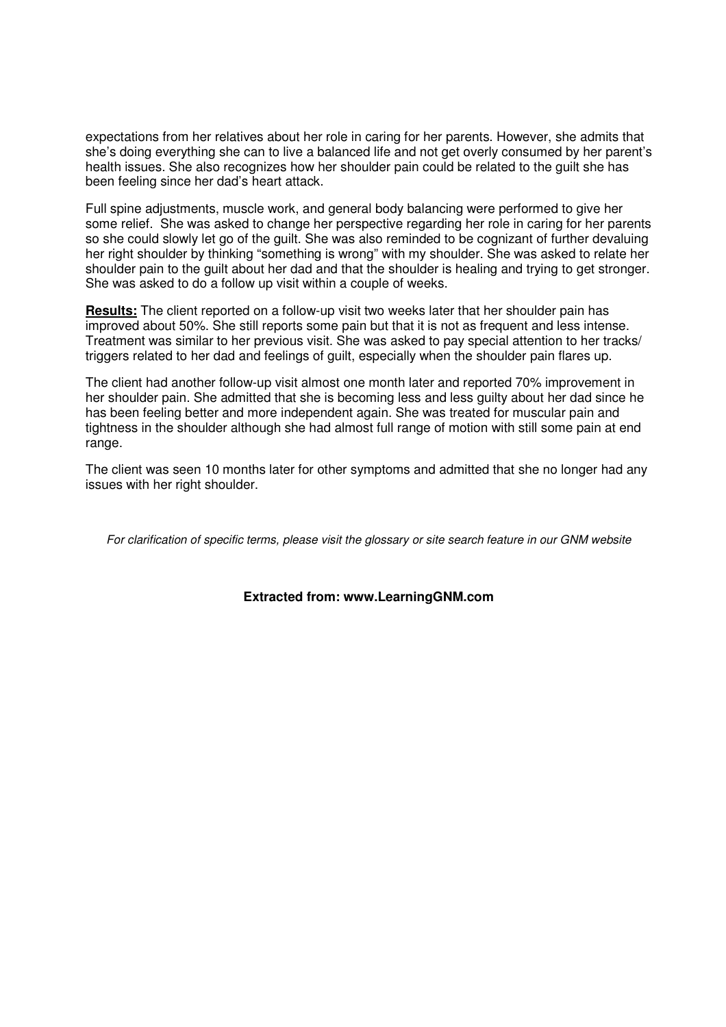expectations from her relatives about her role in caring for her parents. However, she admits that she's doing everything she can to live a balanced life and not get overly consumed by her parent's health issues. She also recognizes how her shoulder pain could be related to the guilt she has been feeling since her dad's heart attack.

Full spine adjustments, muscle work, and general body balancing were performed to give her some relief. She was asked to change her perspective regarding her role in caring for her parents so she could slowly let go of the guilt. She was also reminded to be cognizant of further devaluing her right shoulder by thinking "something is wrong" with my shoulder. She was asked to relate her shoulder pain to the guilt about her dad and that the shoulder is healing and trying to get stronger. She was asked to do a follow up visit within a couple of weeks.

**Results:** The client reported on a follow-up visit two weeks later that her shoulder pain has improved about 50%. She still reports some pain but that it is not as frequent and less intense. Treatment was similar to her previous visit. She was asked to pay special attention to her tracks/ triggers related to her dad and feelings of guilt, especially when the shoulder pain flares up.

The client had another follow-up visit almost one month later and reported 70% improvement in her shoulder pain. She admitted that she is becoming less and less guilty about her dad since he has been feeling better and more independent again. She was treated for muscular pain and tightness in the shoulder although she had almost full range of motion with still some pain at end range.

The client was seen 10 months later for other symptoms and admitted that she no longer had any issues with her right shoulder.

*For clarification of specific terms, please visit the glossary or site search feature in our GNM website*

**Extracted from: www.LearningGNM.com**